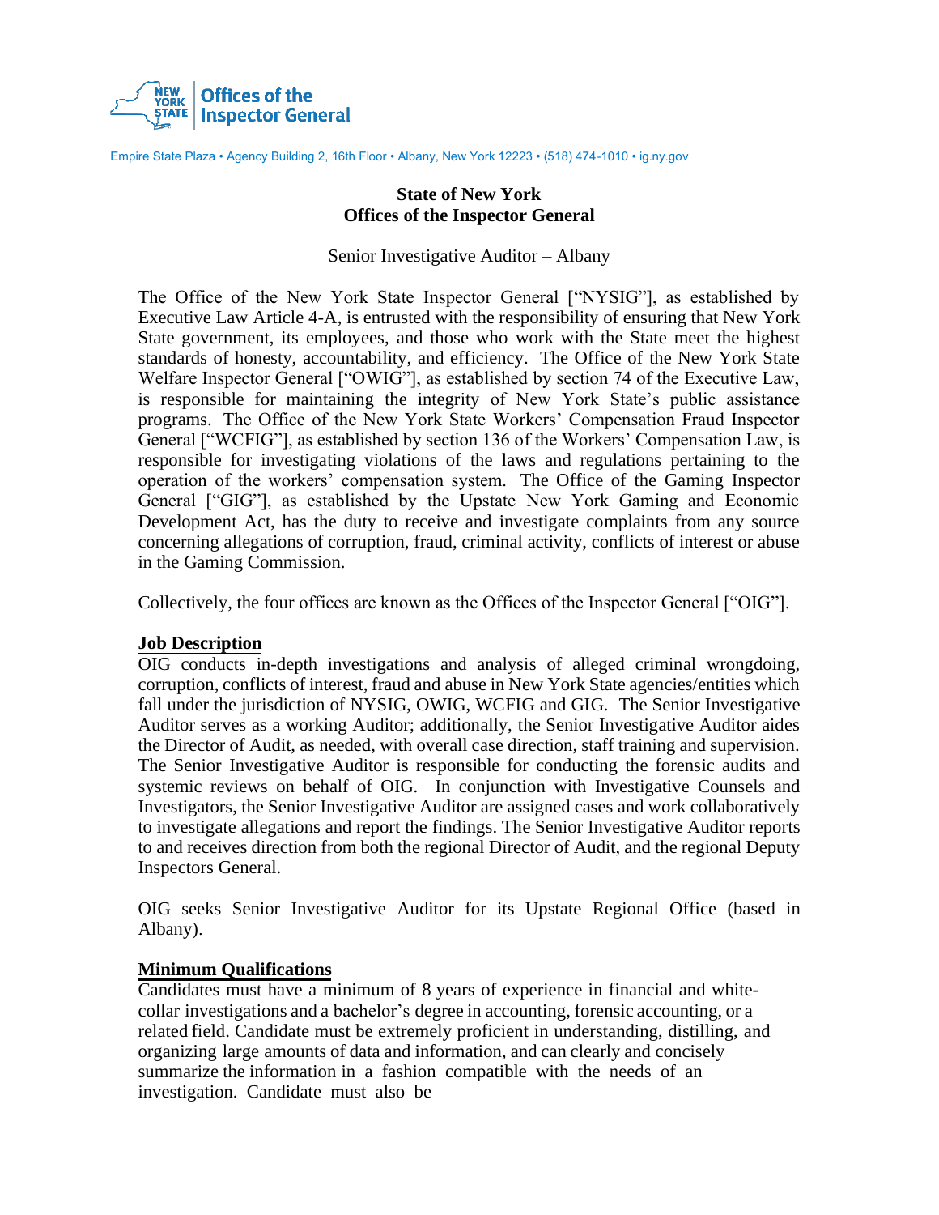Offices of the Inspector General

Empire State Plaza • Agency Building 2, 16th Floor • Albany, New York 12223 • (518) 474-1010 • ig.ny.gov

# State of New York
# Offices of the Inspector General

Senior Investigative Auditor – Albany

The Office of the New York State Inspector General ["NYSIG"], as established by Executive Law Article 4-A, is entrusted with the responsibility of ensuring that New York State government, its employees, and those who work with the State meet the highest standards of honesty, accountability, and efficiency. The Office of the New York State Welfare Inspector General ["OWIG"], as established by section 74 of the Executive Law, is responsible for maintaining the integrity of New York State's public assistance programs. The Office of the New York State Workers' Compensation Fraud Inspector General ["WCFIG"], as established by section 136 of the Workers' Compensation Law, is responsible for investigating violations of the laws and regulations pertaining to the operation of the workers' compensation system. The Office of the Gaming Inspector General ["GIG"], as established by the Upstate New York Gaming and Economic Development Act, has the duty to receive and investigate complaints from any source concerning allegations of corruption, fraud, criminal activity, conflicts of interest or abuse in the Gaming Commission.

Collectively, the four offices are known as the Offices of the Inspector General ["OIG"].

## Job Description

OIG conducts in-depth investigations and analysis of alleged criminal wrongdoing, corruption, conflicts of interest, fraud and abuse in New York State agencies/entities which fall under the jurisdiction of NYSIG, OWIG, WCFIG and GIG. The Senior Investigative Auditor serves as a working Auditor; additionally, the Senior Investigative Auditor aides the Director of Audit, as needed, with overall case direction, staff training and supervision. The Senior Investigative Auditor is responsible for conducting the forensic audits and systemic reviews on behalf of OIG. In conjunction with Investigative Counsels and Investigators, the Senior Investigative Auditor are assigned cases and work collaboratively to investigate allegations and report the findings. The Senior Investigative Auditor reports to and receives direction from both the regional Director of Audit, and the regional Deputy Inspectors General.

OIG seeks Senior Investigative Auditor for its Upstate Regional Office (based in Albany).

## Minimum Qualifications

Candidates must have a minimum of 8 years of experience in financial and white-collar investigations and a bachelor's degree in accounting, forensic accounting, or a related field. Candidate must be extremely proficient in understanding, distilling, and organizing large amounts of data and information, and can clearly and concisely summarize the information in a fashion compatible with the needs of an investigation. Candidate must also be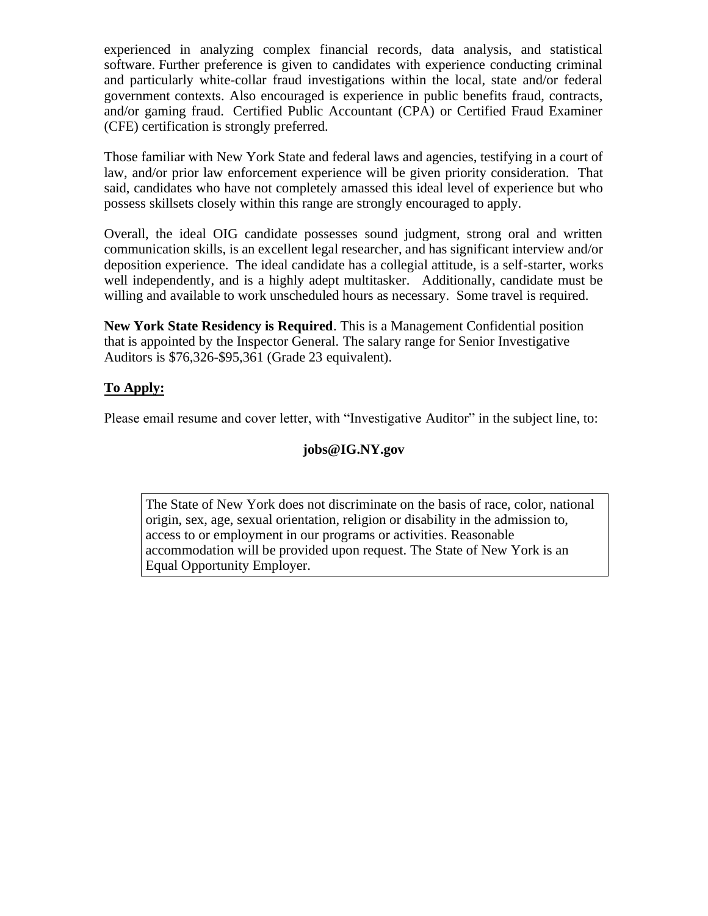experienced in analyzing complex financial records, data analysis, and statistical software. Further preference is given to candidates with experience conducting criminal and particularly white-collar fraud investigations within the local, state and/or federal government contexts. Also encouraged is experience in public benefits fraud, contracts, and/or gaming fraud. Certified Public Accountant (CPA) or Certified Fraud Examiner (CFE) certification is strongly preferred.

Those familiar with New York State and federal laws and agencies, testifying in a court of law, and/or prior law enforcement experience will be given priority consideration. That said, candidates who have not completely amassed this ideal level of experience but who possess skillsets closely within this range are strongly encouraged to apply.

Overall, the ideal OIG candidate possesses sound judgment, strong oral and written communication skills, is an excellent legal researcher, and has significant interview and/or deposition experience. The ideal candidate has a collegial attitude, is a self-starter, works well independently, and is a highly adept multitasker. Additionally, candidate must be willing and available to work unscheduled hours as necessary. Some travel is required.

**New York State Residency is Required**. This is a Management Confidential position that is appointed by the Inspector General. The salary range for Senior Investigative Auditors is $76,326-$95,361 (Grade 23 equivalent).

**<u>To Apply:</u>**

Please email resume and cover letter, with "Investigative Auditor" in the subject line, to:

**jobs@IG.NY.gov**

The State of New York does not discriminate on the basis of race, color, national origin, sex, age, sexual orientation, religion or disability in the admission to, access to or employment in our programs or activities. Reasonable accommodation will be provided upon request. The State of New York is an Equal Opportunity Employer.